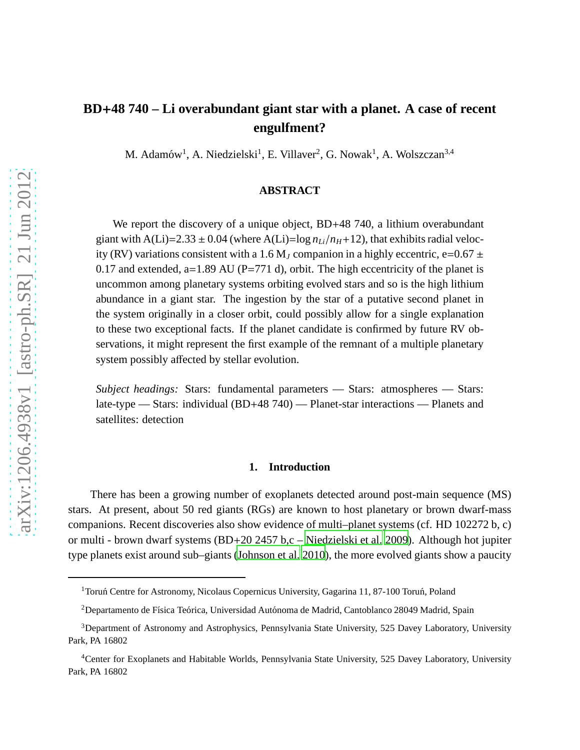# BD+48 740 – Li overabundant giant star with a planet. A case of recent engulfment?

M. Adamów[1], A. Niedzielski[1], E. Villaver[2], G. Nowak[1], A. Wolszczan[3,4]

## ABSTRACT

We report the discovery of a unique object, BD+48 740, a lithium overabundant giant with A(Li)=2.33 ± 0.04 (where A(Li)=log $n_{Li}/n_H$+12), that exhibits radial velocity (RV) variations consistent with a 1.6 $M_J$ companion in a highly eccentric, e=0.67 ± 0.17 and extended, a=1.89 AU (P=771 d), orbit. The high eccentricity of the planet is uncommon among planetary systems orbiting evolved stars and so is the high lithium abundance in a giant star. The ingestion by the star of a putative second planet in the system originally in a closer orbit, could possibly allow for a single explanation to these two exceptional facts. If the planet candidate is confirmed by future RV observations, it might represent the first example of the remnant of a multiple planetary system possibly affected by stellar evolution.

*Subject headings:* Stars: fundamental parameters — Stars: atmospheres — Stars: late-type — Stars: individual (BD+48 740) — Planet-star interactions — Planets and satellites: detection

## 1. Introduction

There has been a growing number of exoplanets detected around post-main sequence (MS) stars. At present, about 50 red giants (RGs) are known to host planetary or brown dwarf-mass companions. Recent discoveries also show evidence of multi–planet systems (cf. HD 102272 b, c) or multi - brown dwarf systems (BD+20 2457 b,c – Niedzielski et al. 2009). Although hot jupiter type planets exist around sub–giants (Johnson et al. 2010), the more evolved giants show a paucity

---

[1]Toruń Centre for Astronomy, Nicolaus Copernicus University, Gagarina 11, 87-100 Toruń, Poland

[2]Departamento de Física Teórica, Universidad Autónoma de Madrid, Cantoblanco 28049 Madrid, Spain

[3]Department of Astronomy and Astrophysics, Pennsylvania State University, 525 Davey Laboratory, University Park, PA 16802

[4]Center for Exoplanets and Habitable Worlds, Pennsylvania State University, 525 Davey Laboratory, University Park, PA 16802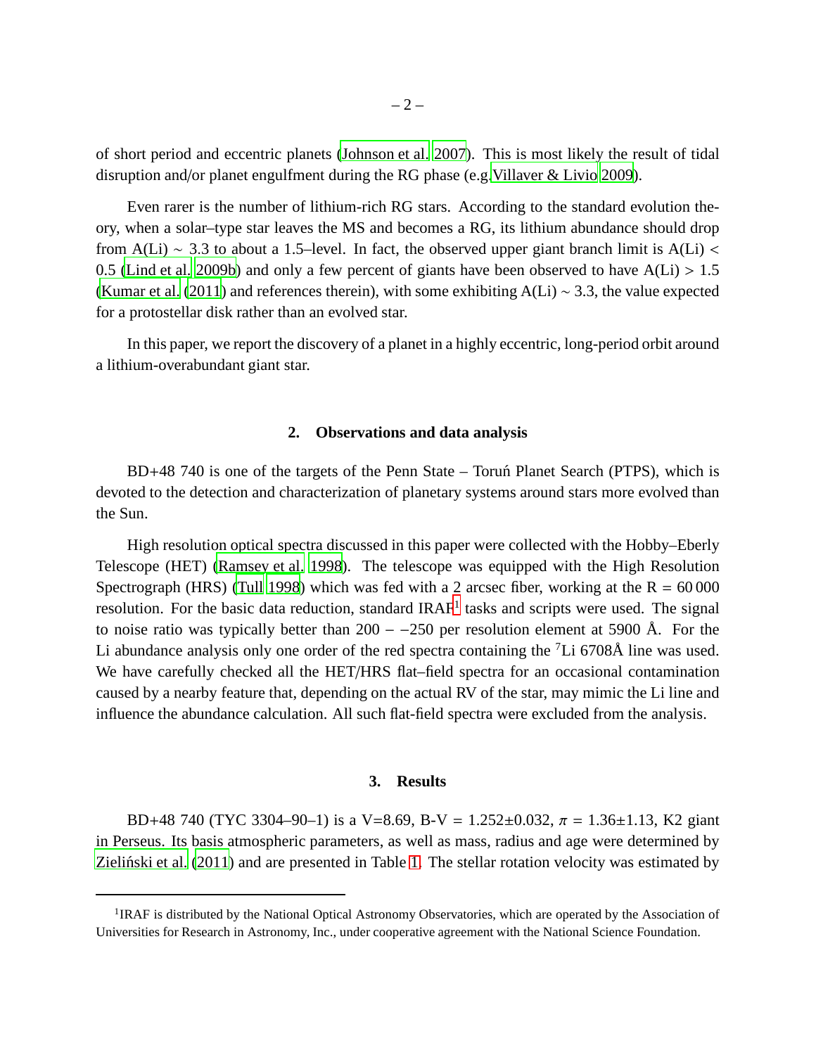of short period and eccentric planets (Johnson et al. 2007). This is most likely the result of tidal disruption and/or planet engulfment during the RG phase (e.g.Villaver & Livio 2009).

Even rarer is the number of lithium-rich RG stars. According to the standard evolution theory, when a solar–type star leaves the MS and becomes a RG, its lithium abundance should drop from A(Li) ~ 3.3 to about a 1.5–level. In fact, the observed upper giant branch limit is A(Li) < 0.5 (Lind et al. 2009b) and only a few percent of giants have been observed to have A(Li) > 1.5 (Kumar et al. (2011) and references therein), with some exhibiting A(Li) ~ 3.3, the value expected for a protostellar disk rather than an evolved star.

In this paper, we report the discovery of a planet in a highly eccentric, long-period orbit around a lithium-overabundant giant star.

## 2. Observations and data analysis

BD+48 740 is one of the targets of the Penn State – Toruń Planet Search (PTPS), which is devoted to the detection and characterization of planetary systems around stars more evolved than the Sun.

High resolution optical spectra discussed in this paper were collected with the Hobby–Eberly Telescope (HET) (Ramsey et al. 1998). The telescope was equipped with the High Resolution Spectrograph (HRS) (Tull 1998) which was fed with a 2 arcsec fiber, working at the R = 60 000 resolution. For the basic data reduction, standard IRAF[1] tasks and scripts were used. The signal to noise ratio was typically better than 200 − −250 per resolution element at 5900 Å. For the Li abundance analysis only one order of the red spectra containing the $^{7}$Li 6708Å line was used. We have carefully checked all the HET/HRS flat–field spectra for an occasional contamination caused by a nearby feature that, depending on the actual RV of the star, may mimic the Li line and influence the abundance calculation. All such flat-field spectra were excluded from the analysis.

## 3. Results

BD+48 740 (TYC 3304–90–1) is a V=8.69, B-V = 1.252±0.032, $\pi$ = 1.36±1.13, K2 giant in Perseus. Its basis atmospheric parameters, as well as mass, radius and age were determined by Zieliński et al. (2011) and are presented in Table 1. The stellar rotation velocity was estimated by

---

[1] IRAF is distributed by the National Optical Astronomy Observatories, which are operated by the Association of Universities for Research in Astronomy, Inc., under cooperative agreement with the National Science Foundation.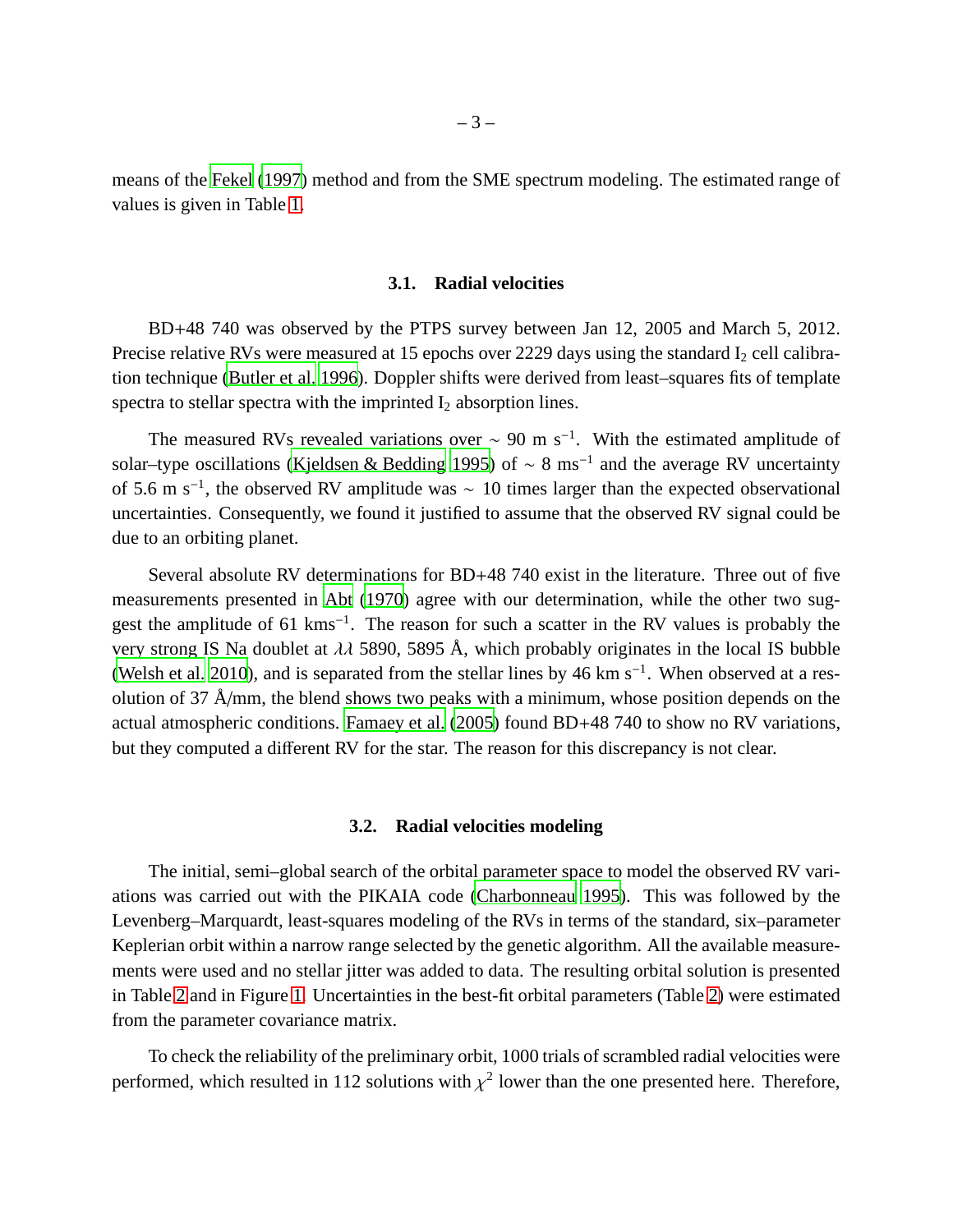means of the Fekel (1997) method and from the SME spectrum modeling. The estimated range of values is given in Table 1.

### 3.1. Radial velocities

BD+48 740 was observed by the PTPS survey between Jan 12, 2005 and March 5, 2012. Precise relative RVs were measured at 15 epochs over 2229 days using the standard $I_2$ cell calibration technique (Butler et al. 1996). Doppler shifts were derived from least–squares fits of template spectra to stellar spectra with the imprinted $I_2$ absorption lines.

The measured RVs revealed variations over $\sim$ 90 m s$^{-1}$. With the estimated amplitude of solar–type oscillations (Kjeldsen & Bedding 1995) of $\sim$ 8 ms$^{-1}$ and the average RV uncertainty of 5.6 m s$^{-1}$, the observed RV amplitude was $\sim$ 10 times larger than the expected observational uncertainties. Consequently, we found it justified to assume that the observed RV signal could be due to an orbiting planet.

Several absolute RV determinations for BD+48 740 exist in the literature. Three out of five measurements presented in Abt (1970) agree with our determination, while the other two suggest the amplitude of 61 kms$^{-1}$. The reason for such a scatter in the RV values is probably the very strong IS Na doublet at $\lambda\lambda$ 5890, 5895 Å, which probably originates in the local IS bubble (Welsh et al. 2010), and is separated from the stellar lines by 46 km s$^{-1}$. When observed at a resolution of 37 Å/mm, the blend shows two peaks with a minimum, whose position depends on the actual atmospheric conditions. Famaey et al. (2005) found BD+48 740 to show no RV variations, but they computed a different RV for the star. The reason for this discrepancy is not clear.

### 3.2. Radial velocities modeling

The initial, semi–global search of the orbital parameter space to model the observed RV variations was carried out with the PIKAIA code (Charbonneau 1995). This was followed by the Levenberg–Marquardt, least-squares modeling of the RVs in terms of the standard, six–parameter Keplerian orbit within a narrow range selected by the genetic algorithm. All the available measurements were used and no stellar jitter was added to data. The resulting orbital solution is presented in Table 2 and in Figure 1. Uncertainties in the best-fit orbital parameters (Table 2) were estimated from the parameter covariance matrix.

To check the reliability of the preliminary orbit, 1000 trials of scrambled radial velocities were performed, which resulted in 112 solutions with $\chi^2$ lower than the one presented here. Therefore,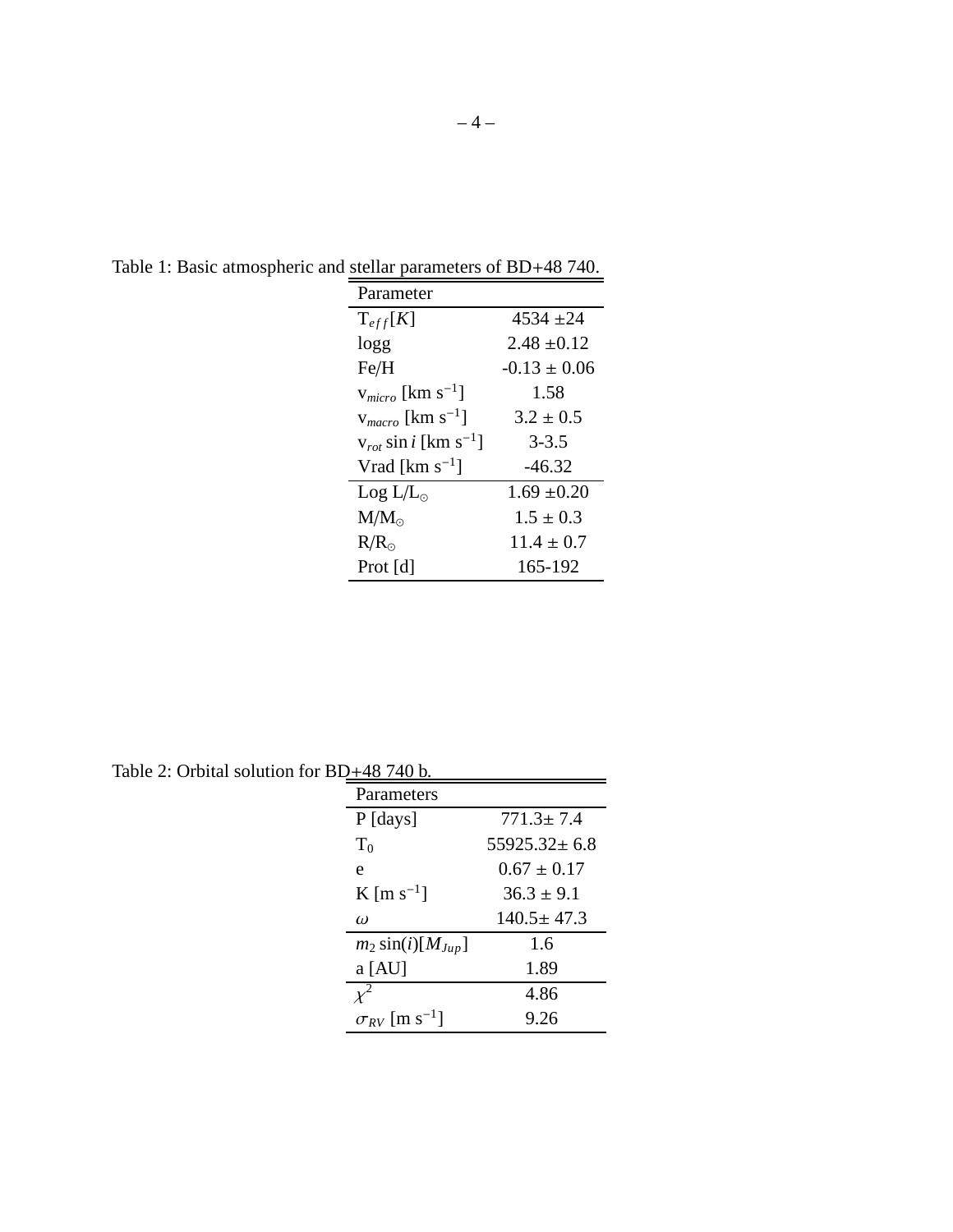Table 1: Basic atmospheric and stellar parameters of BD+48 740.

| Parameter | |
|---|---|
| $T_{eff}[K]$ | 4534 ±24 |
| logg | 2.48 ±0.12 |
| Fe/H | -0.13 ± 0.06 |
| $v_{micro}$ [km $s^{-1}$] | 1.58 |
| $v_{macro}$ [km $s^{-1}$] | 3.2 ± 0.5 |
| $v_{rot} \sin i$ [km $s^{-1}$] | 3-3.5 |
| Vrad [km $s^{-1}$] | -46.32 |
| Log $L/L_{\odot}$ | 1.69 ±0.20 |
| $M/M_{\odot}$ | 1.5 ± 0.3 |
| $R/R_{\odot}$ | 11.4 ± 0.7 |
| Prot [d] | 165-192 |

Table 2: Orbital solution for BD+48 740 b.

| Parameters | |
|---|---|
| P [days] | 771.3± 7.4 |
| $T_0$ | 55925.32± 6.8 |
| e | 0.67 ± 0.17 |
| K [m $s^{-1}$] | 36.3 ± 9.1 |
| $\omega$ | 140.5± 47.3 |
| $m_2 \sin(i)[M_{Jup}]$ | 1.6 |
| a [AU] | 1.89 |
| $\chi^2$ | 4.86 |
| $\sigma_{RV}$ [m $s^{-1}$] | 9.26 |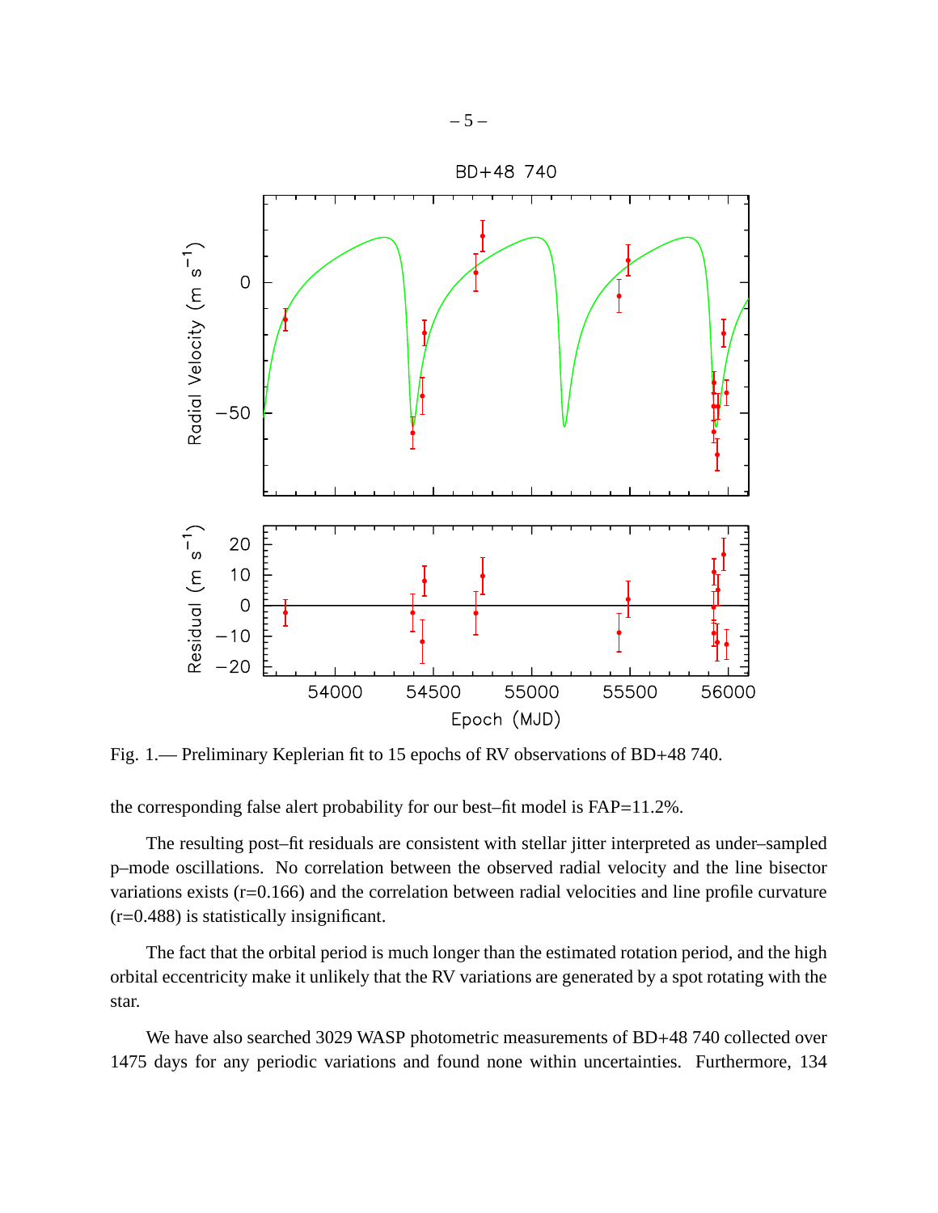Fig. 1.— Preliminary Keplerian fit to 15 epochs of RV observations of BD+48 740.

the corresponding false alert probability for our best–fit model is FAP=11.2%.

The resulting post–fit residuals are consistent with stellar jitter interpreted as under–sampled p–mode oscillations. No correlation between the observed radial velocity and the line bisector variations exists (r=0.166) and the correlation between radial velocities and line profile curvature (r=0.488) is statistically insignificant.

The fact that the orbital period is much longer than the estimated rotation period, and the high orbital eccentricity make it unlikely that the RV variations are generated by a spot rotating with the star.

We have also searched 3029 WASP photometric measurements of BD+48 740 collected over 1475 days for any periodic variations and found none within uncertainties. Furthermore, 134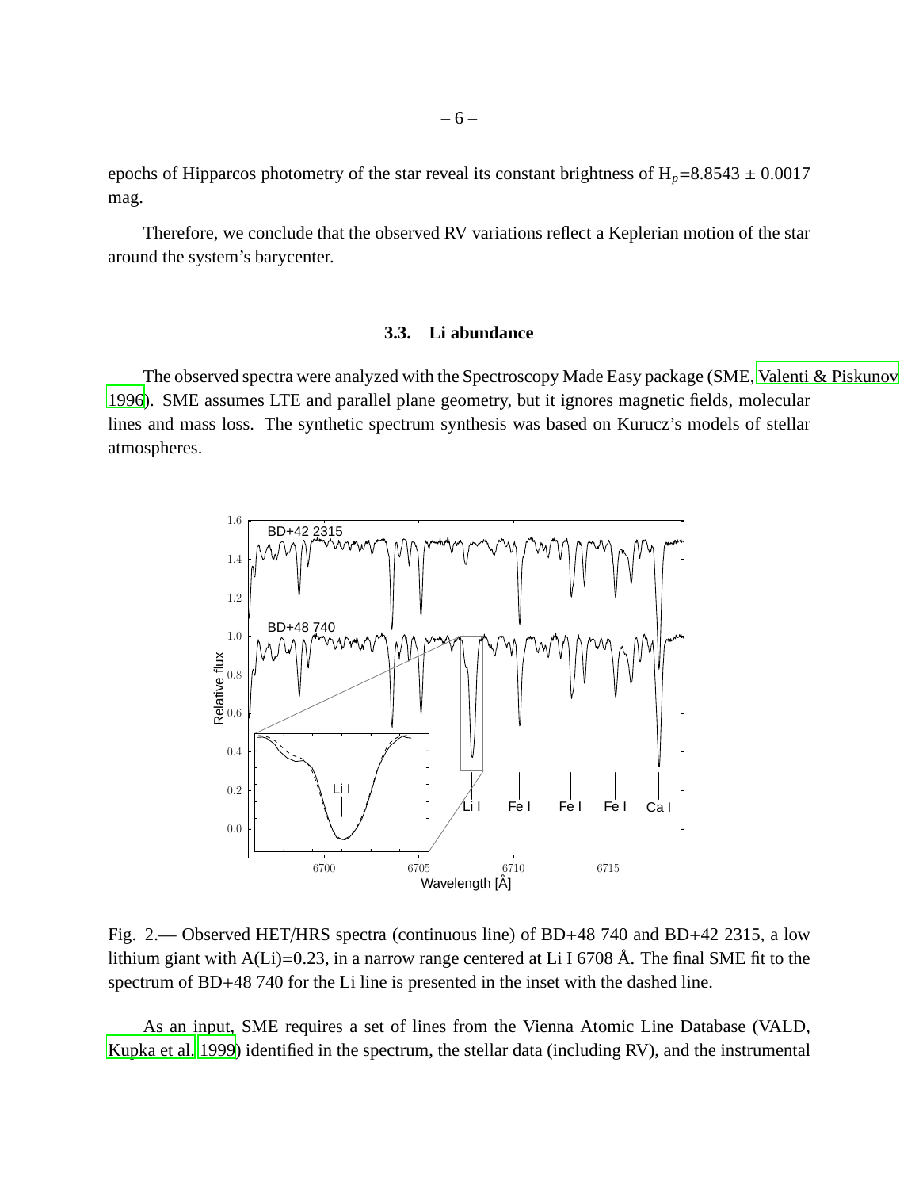epochs of Hipparcos photometry of the star reveal its constant brightness of $H_p$=8.8543 ± 0.0017 mag.

Therefore, we conclude that the observed RV variations reflect a Keplerian motion of the star around the system's barycenter.

### 3.3. Li abundance

The observed spectra were analyzed with the Spectroscopy Made Easy package (SME, Valenti & Piskunov 1996). SME assumes LTE and parallel plane geometry, but it ignores magnetic fields, molecular lines and mass loss. The synthetic spectrum synthesis was based on Kurucz's models of stellar atmospheres.

Fig. 2.— Observed HET/HRS spectra (continuous line) of BD+48 740 and BD+42 2315, a low lithium giant with A(Li)=0.23, in a narrow range centered at Li I 6708 Å. The final SME fit to the spectrum of BD+48 740 for the Li line is presented in the inset with the dashed line.

As an input, SME requires a set of lines from the Vienna Atomic Line Database (VALD, Kupka et al. 1999) identified in the spectrum, the stellar data (including RV), and the instrumental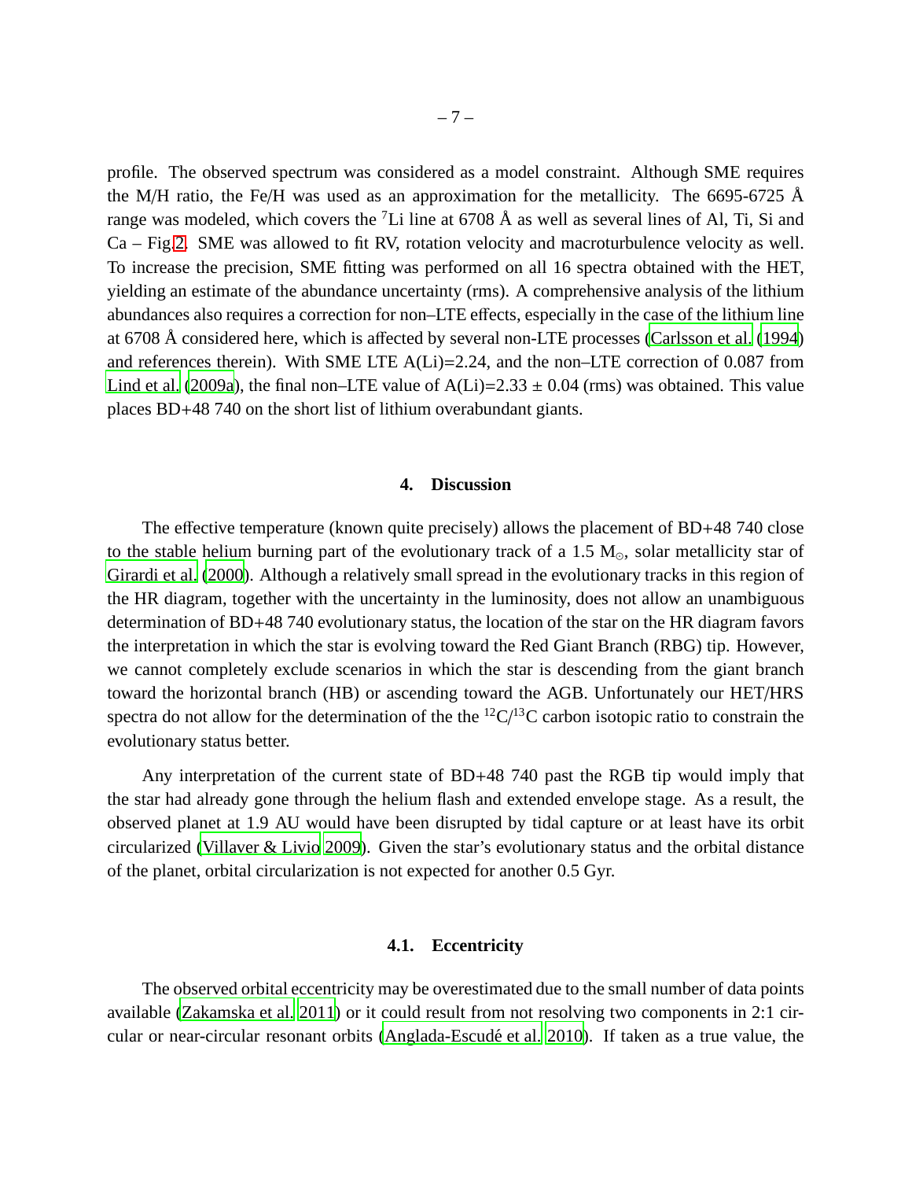profile. The observed spectrum was considered as a model constraint. Although SME requires the M/H ratio, the Fe/H was used as an approximation for the metallicity. The 6695-6725 Å range was modeled, which covers the $^{7}$Li line at 6708 Å as well as several lines of Al, Ti, Si and Ca – Fig.2. SME was allowed to fit RV, rotation velocity and macroturbulence velocity as well. To increase the precision, SME fitting was performed on all 16 spectra obtained with the HET, yielding an estimate of the abundance uncertainty (rms). A comprehensive analysis of the lithium abundances also requires a correction for non–LTE effects, especially in the case of the lithium line at 6708 Å considered here, which is affected by several non-LTE processes (Carlsson et al. (1994) and references therein). With SME LTE A(Li)=2.24, and the non–LTE correction of 0.087 from Lind et al. (2009a), the final non–LTE value of A(Li)=2.33 ± 0.04 (rms) was obtained. This value places BD+48 740 on the short list of lithium overabundant giants.

## 4. Discussion

The effective temperature (known quite precisely) allows the placement of BD+48 740 close to the stable helium burning part of the evolutionary track of a 1.5 $M_{\odot}$, solar metallicity star of Girardi et al. (2000). Although a relatively small spread in the evolutionary tracks in this region of the HR diagram, together with the uncertainty in the luminosity, does not allow an unambiguous determination of BD+48 740 evolutionary status, the location of the star on the HR diagram favors the interpretation in which the star is evolving toward the Red Giant Branch (RBG) tip. However, we cannot completely exclude scenarios in which the star is descending from the giant branch toward the horizontal branch (HB) or ascending toward the AGB. Unfortunately our HET/HRS spectra do not allow for the determination of the the $^{12}$C/$^{13}$C carbon isotopic ratio to constrain the evolutionary status better.

Any interpretation of the current state of BD+48 740 past the RGB tip would imply that the star had already gone through the helium flash and extended envelope stage. As a result, the observed planet at 1.9 AU would have been disrupted by tidal capture or at least have its orbit circularized (Villaver & Livio 2009). Given the star's evolutionary status and the orbital distance of the planet, orbital circularization is not expected for another 0.5 Gyr.

### 4.1. Eccentricity

The observed orbital eccentricity may be overestimated due to the small number of data points available (Zakamska et al. 2011) or it could result from not resolving two components in 2:1 circular or near-circular resonant orbits (Anglada-Escudé et al. 2010). If taken as a true value, the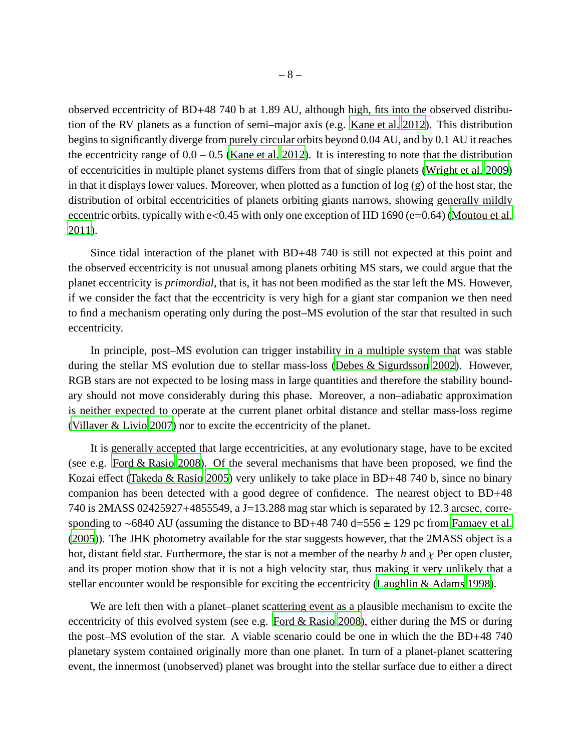observed eccentricity of BD+48 740 b at 1.89 AU, although high, fits into the observed distribution of the RV planets as a function of semi–major axis (e.g. Kane et al. 2012). This distribution begins to significantly diverge from purely circular orbits beyond 0.04 AU, and by 0.1 AU it reaches the eccentricity range of 0.0 – 0.5 (Kane et al. 2012). It is interesting to note that the distribution of eccentricities in multiple planet systems differs from that of single planets (Wright et al. 2009) in that it displays lower values. Moreover, when plotted as a function of log (g) of the host star, the distribution of orbital eccentricities of planets orbiting giants narrows, showing generally mildly eccentric orbits, typically with e<0.45 with only one exception of HD 1690 (e=0.64) (Moutou et al. 2011).

Since tidal interaction of the planet with BD+48 740 is still not expected at this point and the observed eccentricity is not unusual among planets orbiting MS stars, we could argue that the planet eccentricity is *primordial*, that is, it has not been modified as the star left the MS. However, if we consider the fact that the eccentricity is very high for a giant star companion we then need to find a mechanism operating only during the post–MS evolution of the star that resulted in such eccentricity.

In principle, post–MS evolution can trigger instability in a multiple system that was stable during the stellar MS evolution due to stellar mass-loss (Debes & Sigurdsson 2002). However, RGB stars are not expected to be losing mass in large quantities and therefore the stability boundary should not move considerably during this phase. Moreover, a non–adiabatic approximation is neither expected to operate at the current planet orbital distance and stellar mass-loss regime (Villaver & Livio 2007) nor to excite the eccentricity of the planet.

It is generally accepted that large eccentricities, at any evolutionary stage, have to be excited (see e.g. Ford & Rasio 2008). Of the several mechanisms that have been proposed, we find the Kozai effect (Takeda & Rasio 2005) very unlikely to take place in BD+48 740 b, since no binary companion has been detected with a good degree of confidence. The nearest object to BD+48 740 is 2MASS 02425927+4855549, a J=13.288 mag star which is separated by 12.3 arcsec, corresponding to ~6840 AU (assuming the distance to BD+48 740 d=556 ± 129 pc from Famaey et al. (2005)). The JHK photometry available for the star suggests however, that the 2MASS object is a hot, distant field star. Furthermore, the star is not a member of the nearby *h* and $\chi$ Per open cluster, and its proper motion show that it is not a high velocity star, thus making it very unlikely that a stellar encounter would be responsible for exciting the eccentricity (Laughlin & Adams 1998).

We are left then with a planet–planet scattering event as a plausible mechanism to excite the eccentricity of this evolved system (see e.g. Ford & Rasio 2008), either during the MS or during the post–MS evolution of the star. A viable scenario could be one in which the the BD+48 740 planetary system contained originally more than one planet. In turn of a planet-planet scattering event, the innermost (unobserved) planet was brought into the stellar surface due to either a direct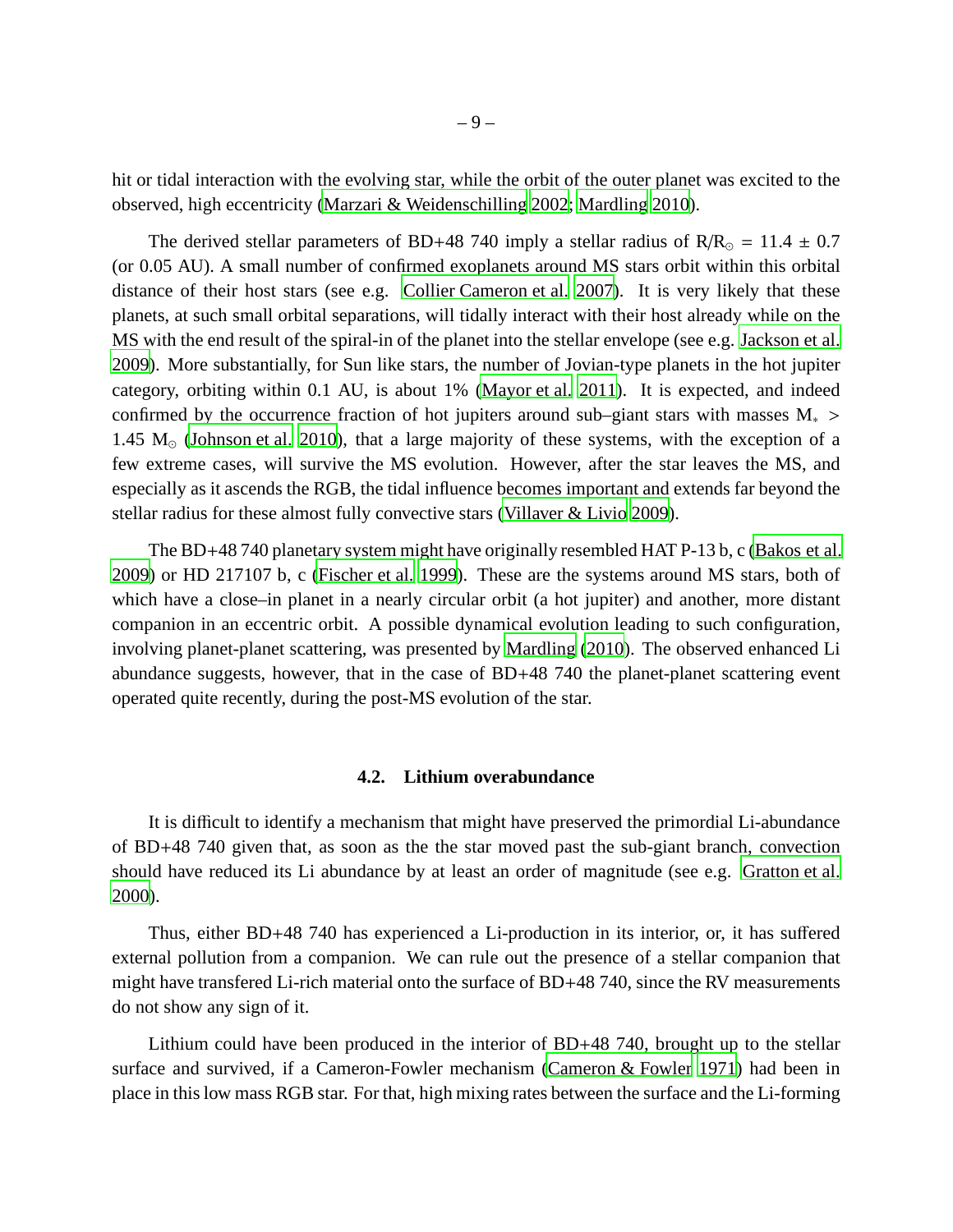hit or tidal interaction with the evolving star, while the orbit of the outer planet was excited to the observed, high eccentricity (Marzari & Weidenschilling 2002; Mardling 2010).

The derived stellar parameters of BD+48 740 imply a stellar radius of $R/R_{\odot} = 11.4 \pm 0.7$ (or 0.05 AU). A small number of confirmed exoplanets around MS stars orbit within this orbital distance of their host stars (see e.g. Collier Cameron et al. 2007). It is very likely that these planets, at such small orbital separations, will tidally interact with their host already while on the MS with the end result of the spiral-in of the planet into the stellar envelope (see e.g. Jackson et al. 2009). More substantially, for Sun like stars, the number of Jovian-type planets in the hot jupiter category, orbiting within 0.1 AU, is about 1% (Mayor et al. 2011). It is expected, and indeed confirmed by the occurrence fraction of hot jupiters around sub–giant stars with masses $M_{*} > 1.45\ M_{\odot}$ (Johnson et al. 2010), that a large majority of these systems, with the exception of a few extreme cases, will survive the MS evolution. However, after the star leaves the MS, and especially as it ascends the RGB, the tidal influence becomes important and extends far beyond the stellar radius for these almost fully convective stars (Villaver & Livio 2009).

The BD+48 740 planetary system might have originally resembled HAT P-13 b, c (Bakos et al. 2009) or HD 217107 b, c (Fischer et al. 1999). These are the systems around MS stars, both of which have a close–in planet in a nearly circular orbit (a hot jupiter) and another, more distant companion in an eccentric orbit. A possible dynamical evolution leading to such configuration, involving planet-planet scattering, was presented by Mardling (2010). The observed enhanced Li abundance suggests, however, that in the case of BD+48 740 the planet-planet scattering event operated quite recently, during the post-MS evolution of the star.

### 4.2. Lithium overabundance

It is difficult to identify a mechanism that might have preserved the primordial Li-abundance of BD+48 740 given that, as soon as the the star moved past the sub-giant branch, convection should have reduced its Li abundance by at least an order of magnitude (see e.g. Gratton et al. 2000).

Thus, either BD+48 740 has experienced a Li-production in its interior, or, it has suffered external pollution from a companion. We can rule out the presence of a stellar companion that might have transfered Li-rich material onto the surface of BD+48 740, since the RV measurements do not show any sign of it.

Lithium could have been produced in the interior of BD+48 740, brought up to the stellar surface and survived, if a Cameron-Fowler mechanism (Cameron & Fowler 1971) had been in place in this low mass RGB star. For that, high mixing rates between the surface and the Li-forming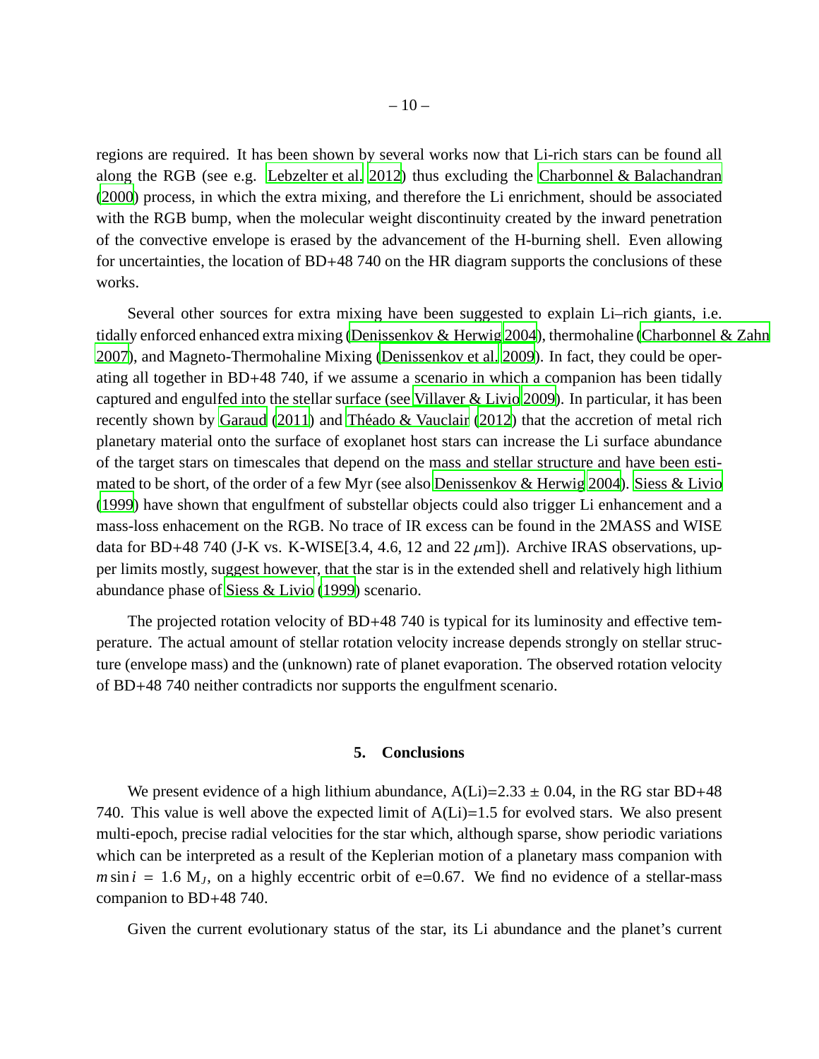regions are required. It has been shown by several works now that Li-rich stars can be found all along the RGB (see e.g. Lebzelter et al. 2012) thus excluding the Charbonnel & Balachandran (2000) process, in which the extra mixing, and therefore the Li enrichment, should be associated with the RGB bump, when the molecular weight discontinuity created by the inward penetration of the convective envelope is erased by the advancement of the H-burning shell. Even allowing for uncertainties, the location of BD+48 740 on the HR diagram supports the conclusions of these works.

Several other sources for extra mixing have been suggested to explain Li–rich giants, i.e. tidally enforced enhanced extra mixing (Denissenkov & Herwig 2004), thermohaline (Charbonnel & Zahn 2007), and Magneto-Thermohaline Mixing (Denissenkov et al. 2009). In fact, they could be operating all together in BD+48 740, if we assume a scenario in which a companion has been tidally captured and engulfed into the stellar surface (see Villaver & Livio 2009). In particular, it has been recently shown by Garaud (2011) and Théado & Vauclair (2012) that the accretion of metal rich planetary material onto the surface of exoplanet host stars can increase the Li surface abundance of the target stars on timescales that depend on the mass and stellar structure and have been estimated to be short, of the order of a few Myr (see also Denissenkov & Herwig 2004). Siess & Livio (1999) have shown that engulfment of substellar objects could also trigger Li enhancement and a mass-loss enhacement on the RGB. No trace of IR excess can be found in the 2MASS and WISE data for BD+48 740 (J-K vs. K-WISE[3.4, 4.6, 12 and 22 $\mu$m]). Archive IRAS observations, upper limits mostly, suggest however, that the star is in the extended shell and relatively high lithium abundance phase of Siess & Livio (1999) scenario.

The projected rotation velocity of BD+48 740 is typical for its luminosity and effective temperature. The actual amount of stellar rotation velocity increase depends strongly on stellar structure (envelope mass) and the (unknown) rate of planet evaporation. The observed rotation velocity of BD+48 740 neither contradicts nor supports the engulfment scenario.

## 5. Conclusions

We present evidence of a high lithium abundance, A(Li)=2.33 ± 0.04, in the RG star BD+48 740. This value is well above the expected limit of A(Li)=1.5 for evolved stars. We also present multi-epoch, precise radial velocities for the star which, although sparse, show periodic variations which can be interpreted as a result of the Keplerian motion of a planetary mass companion with $m \sin i = 1.6$ $M_J$, on a highly eccentric orbit of e=0.67. We find no evidence of a stellar-mass companion to BD+48 740.

Given the current evolutionary status of the star, its Li abundance and the planet's current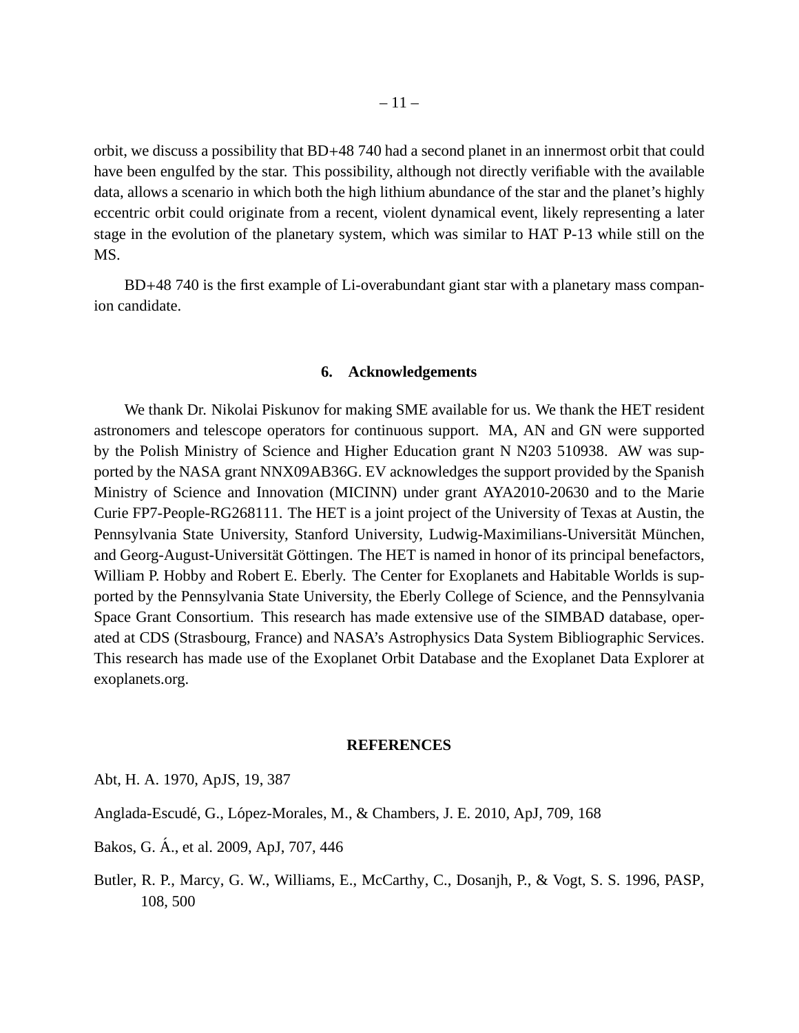orbit, we discuss a possibility that BD+48 740 had a second planet in an innermost orbit that could have been engulfed by the star. This possibility, although not directly verifiable with the available data, allows a scenario in which both the high lithium abundance of the star and the planet's highly eccentric orbit could originate from a recent, violent dynamical event, likely representing a later stage in the evolution of the planetary system, which was similar to HAT P-13 while still on the MS.

BD+48 740 is the first example of Li-overabundant giant star with a planetary mass companion candidate.

## 6. Acknowledgements

We thank Dr. Nikolai Piskunov for making SME available for us. We thank the HET resident astronomers and telescope operators for continuous support. MA, AN and GN were supported by the Polish Ministry of Science and Higher Education grant N N203 510938. AW was supported by the NASA grant NNX09AB36G. EV acknowledges the support provided by the Spanish Ministry of Science and Innovation (MICINN) under grant AYA2010-20630 and to the Marie Curie FP7-People-RG268111. The HET is a joint project of the University of Texas at Austin, the Pennsylvania State University, Stanford University, Ludwig-Maximilians-Universität München, and Georg-August-Universität Göttingen. The HET is named in honor of its principal benefactors, William P. Hobby and Robert E. Eberly. The Center for Exoplanets and Habitable Worlds is supported by the Pennsylvania State University, the Eberly College of Science, and the Pennsylvania Space Grant Consortium. This research has made extensive use of the SIMBAD database, operated at CDS (Strasbourg, France) and NASA's Astrophysics Data System Bibliographic Services. This research has made use of the Exoplanet Orbit Database and the Exoplanet Data Explorer at exoplanets.org.

## REFERENCES

Abt, H. A. 1970, ApJS, 19, 387

Anglada-Escudé, G., López-Morales, M., & Chambers, J. E. 2010, ApJ, 709, 168

Bakos, G. Á., et al. 2009, ApJ, 707, 446

Butler, R. P., Marcy, G. W., Williams, E., McCarthy, C., Dosanjh, P., & Vogt, S. S. 1996, PASP, 108, 500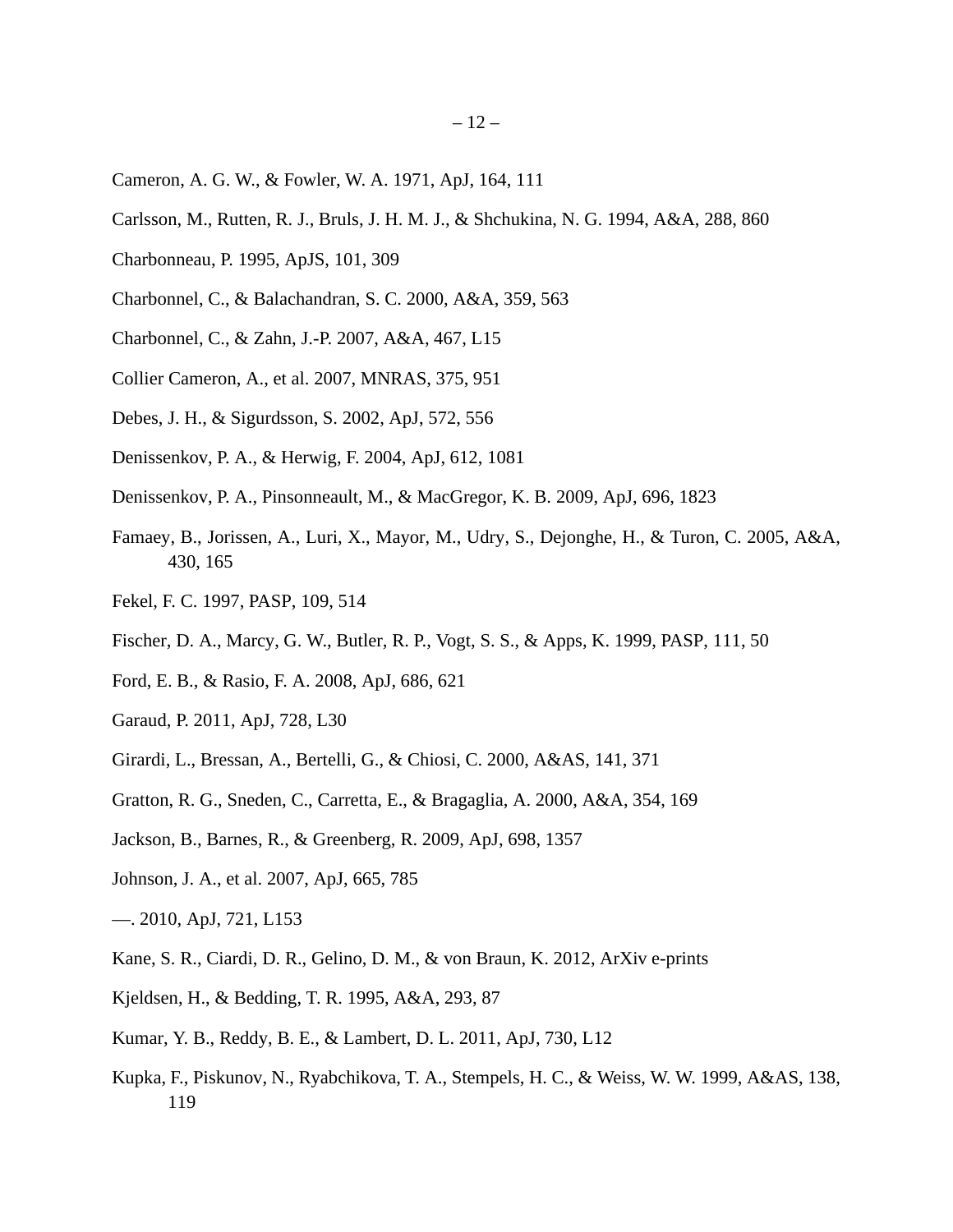Cameron, A. G. W., & Fowler, W. A. 1971, ApJ, 164, 111

Carlsson, M., Rutten, R. J., Bruls, J. H. M. J., & Shchukina, N. G. 1994, A&A, 288, 860

Charbonneau, P. 1995, ApJS, 101, 309

Charbonnel, C., & Balachandran, S. C. 2000, A&A, 359, 563

Charbonnel, C., & Zahn, J.-P. 2007, A&A, 467, L15

Collier Cameron, A., et al. 2007, MNRAS, 375, 951

Debes, J. H., & Sigurdsson, S. 2002, ApJ, 572, 556

Denissenkov, P. A., & Herwig, F. 2004, ApJ, 612, 1081

Denissenkov, P. A., Pinsonneault, M., & MacGregor, K. B. 2009, ApJ, 696, 1823

Famaey, B., Jorissen, A., Luri, X., Mayor, M., Udry, S., Dejonghe, H., & Turon, C. 2005, A&A, 430, 165

Fekel, F. C. 1997, PASP, 109, 514

Fischer, D. A., Marcy, G. W., Butler, R. P., Vogt, S. S., & Apps, K. 1999, PASP, 111, 50

Ford, E. B., & Rasio, F. A. 2008, ApJ, 686, 621

Garaud, P. 2011, ApJ, 728, L30

Girardi, L., Bressan, A., Bertelli, G., & Chiosi, C. 2000, A&AS, 141, 371

Gratton, R. G., Sneden, C., Carretta, E., & Bragaglia, A. 2000, A&A, 354, 169

Jackson, B., Barnes, R., & Greenberg, R. 2009, ApJ, 698, 1357

Johnson, J. A., et al. 2007, ApJ, 665, 785

—. 2010, ApJ, 721, L153

Kane, S. R., Ciardi, D. R., Gelino, D. M., & von Braun, K. 2012, ArXiv e-prints

Kjeldsen, H., & Bedding, T. R. 1995, A&A, 293, 87

Kumar, Y. B., Reddy, B. E., & Lambert, D. L. 2011, ApJ, 730, L12

Kupka, F., Piskunov, N., Ryabchikova, T. A., Stempels, H. C., & Weiss, W. W. 1999, A&AS, 138, 119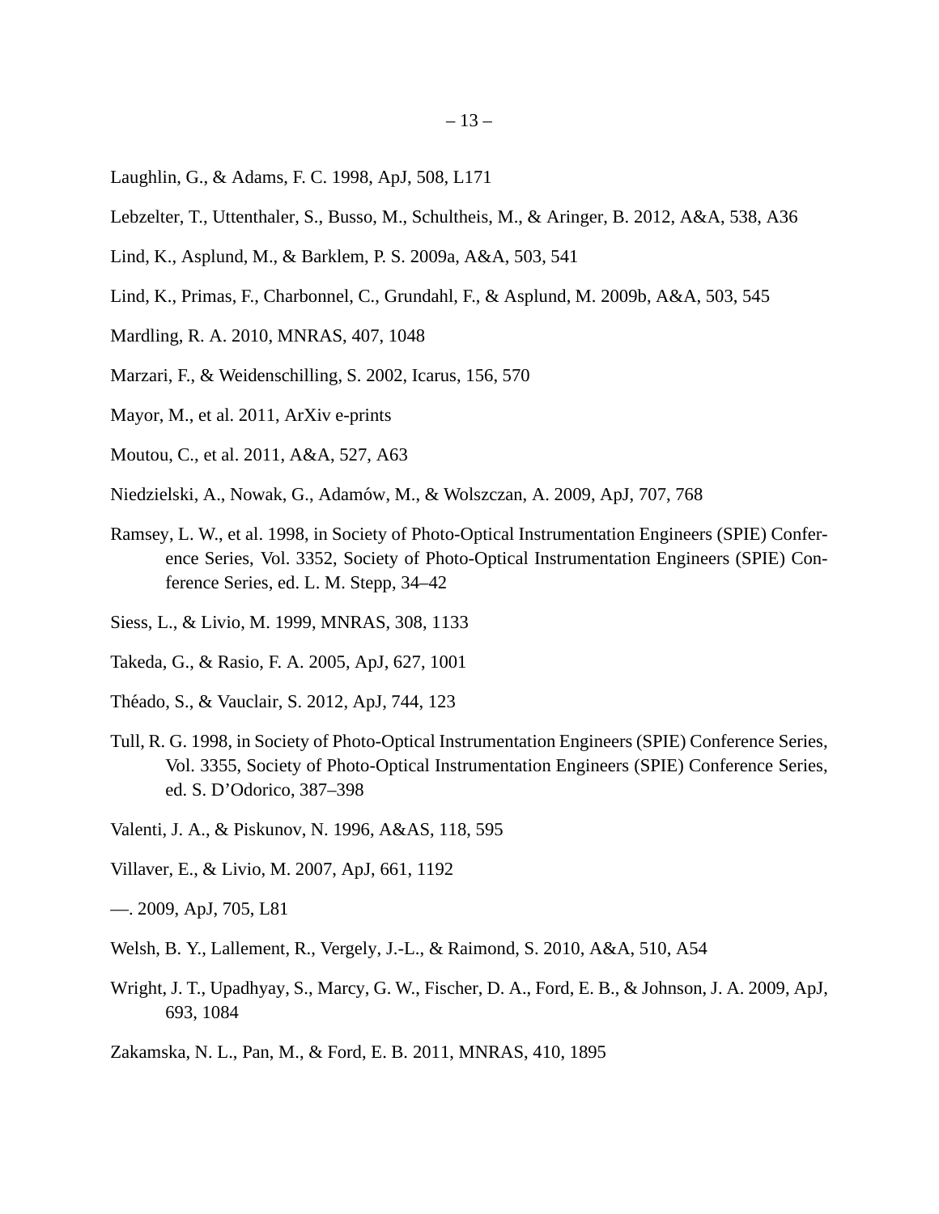Laughlin, G., & Adams, F. C. 1998, ApJ, 508, L171

Lebzelter, T., Uttenthaler, S., Busso, M., Schultheis, M., & Aringer, B. 2012, A&A, 538, A36

Lind, K., Asplund, M., & Barklem, P. S. 2009a, A&A, 503, 541

Lind, K., Primas, F., Charbonnel, C., Grundahl, F., & Asplund, M. 2009b, A&A, 503, 545

Mardling, R. A. 2010, MNRAS, 407, 1048

Marzari, F., & Weidenschilling, S. 2002, Icarus, 156, 570

Mayor, M., et al. 2011, ArXiv e-prints

Moutou, C., et al. 2011, A&A, 527, A63

Niedzielski, A., Nowak, G., Adamów, M., & Wolszczan, A. 2009, ApJ, 707, 768

Ramsey, L. W., et al. 1998, in Society of Photo-Optical Instrumentation Engineers (SPIE) Conference Series, Vol. 3352, Society of Photo-Optical Instrumentation Engineers (SPIE) Conference Series, ed. L. M. Stepp, 34–42

Siess, L., & Livio, M. 1999, MNRAS, 308, 1133

Takeda, G., & Rasio, F. A. 2005, ApJ, 627, 1001

Théado, S., & Vauclair, S. 2012, ApJ, 744, 123

Tull, R. G. 1998, in Society of Photo-Optical Instrumentation Engineers (SPIE) Conference Series, Vol. 3355, Society of Photo-Optical Instrumentation Engineers (SPIE) Conference Series, ed. S. D'Odorico, 387–398

Valenti, J. A., & Piskunov, N. 1996, A&AS, 118, 595

Villaver, E., & Livio, M. 2007, ApJ, 661, 1192

—. 2009, ApJ, 705, L81

Welsh, B. Y., Lallement, R., Vergely, J.-L., & Raimond, S. 2010, A&A, 510, A54

Wright, J. T., Upadhyay, S., Marcy, G. W., Fischer, D. A., Ford, E. B., & Johnson, J. A. 2009, ApJ, 693, 1084

Zakamska, N. L., Pan, M., & Ford, E. B. 2011, MNRAS, 410, 1895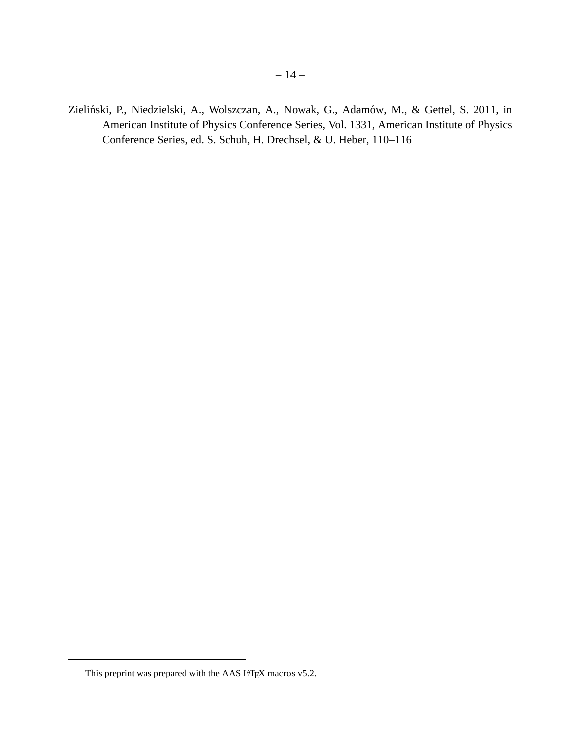Zieliński, P., Niedzielski, A., Wolszczan, A., Nowak, G., Adamów, M., & Gettel, S. 2011, in American Institute of Physics Conference Series, Vol. 1331, American Institute of Physics Conference Series, ed. S. Schuh, H. Drechsel, & U. Heber, 110–116

This preprint was prepared with the AAS LaTeX macros v5.2.